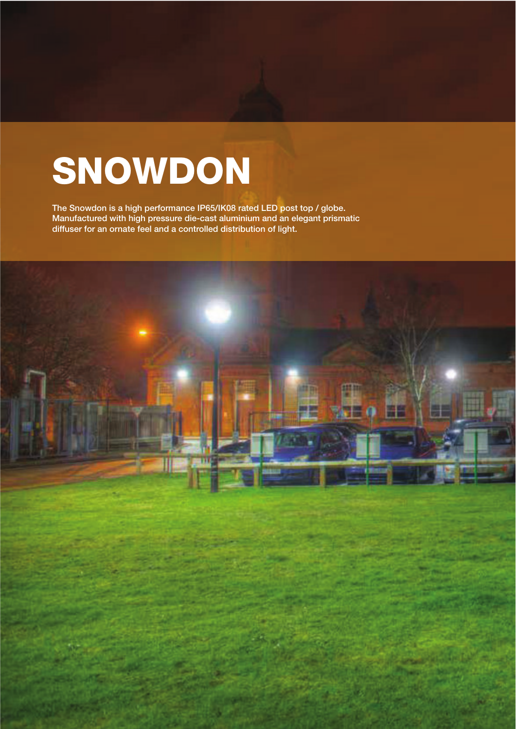# SNOWDON

The Snowdon is a high performance IP65/IK08 rated LED post top / globe. Manufactured with high pressure die-cast aluminium and an elegant prismatic diffuser for an ornate feel and a controlled distribution of light.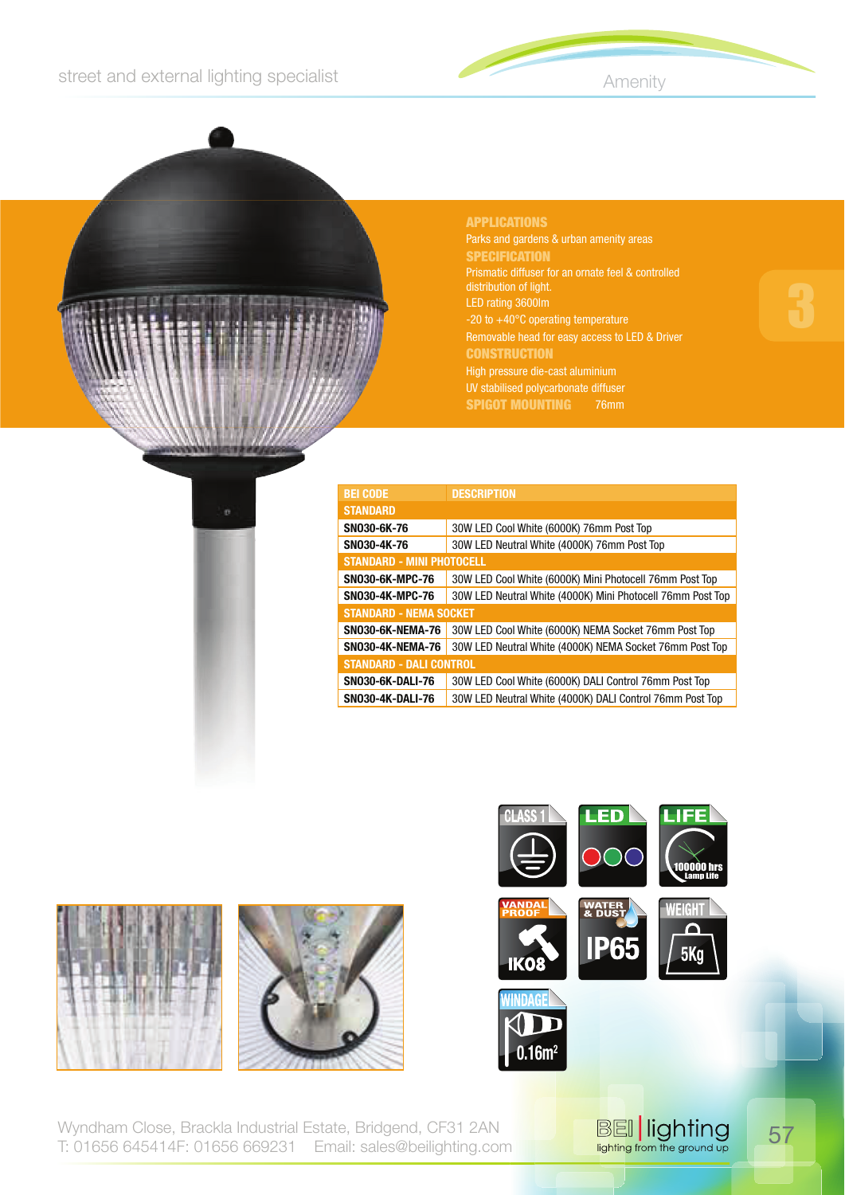## APPLICATIONS

Parks and gardens & urban amenity areas

## SPECIFICATION

Prismatic diffuser for an ornate feel & controlled distribution of light.

LED rating 3600lm

-20 to +40°C operating temperature

Removable head for easy access to LED & Driver

## CONSTRUCTION

High pressure die-cast aluminium

UV stabilised polycarbonate diffuser

**SPIGOT MOUNTING** 76mm

| BEI CODE | DESCRIPTION |
|---|---|
| **STANDARD** | |
| **SNO30-6K-76** | 30W LED Cool White (6000K) 76mm Post Top |
| **SNO30-4K-76** | 30W LED Neutral White (4000K) 76mm Post Top |
| **STANDARD - MINI PHOTOCELL** | |
| **SNO30-6K-MPC-76** | 30W LED Cool White (6000K) Mini Photocell 76mm Post Top |
| **SNO30-4K-MPC-76** | 30W LED Neutral White (4000K) Mini Photocell 76mm Post Top |
| **STANDARD - NEMA SOCKET** | |
| **SNO30-6K-NEMA-76** | 30W LED Cool White (6000K) NEMA Socket 76mm Post Top |
| **SNO30-4K-NEMA-76** | 30W LED Neutral White (4000K) NEMA Socket 76mm Post Top |
| **STANDARD - DALI CONTROL** | |
| **SNO30-6K-DALI-76** | 30W LED Cool White (6000K) DALI Control 76mm Post Top |
| **SNO30-4K-DALI-76** | 30W LED Neutral White (4000K) DALI Control 76mm Post Top |

CLASS 1

LED

LIFE 100000 hrs Lamp Life

VANDAL PROOF IK08

WATER & DUST IP65

WEIGHT 5Kg

WINDAGE $0.16m^2$

Wyndham Close, Brackla Industrial Estate, Bridgend, CF31 2AN
T: 01656 645414F: 01656 669231 Email: sales@beilighting.com

BEI lighting – lighting from the ground up